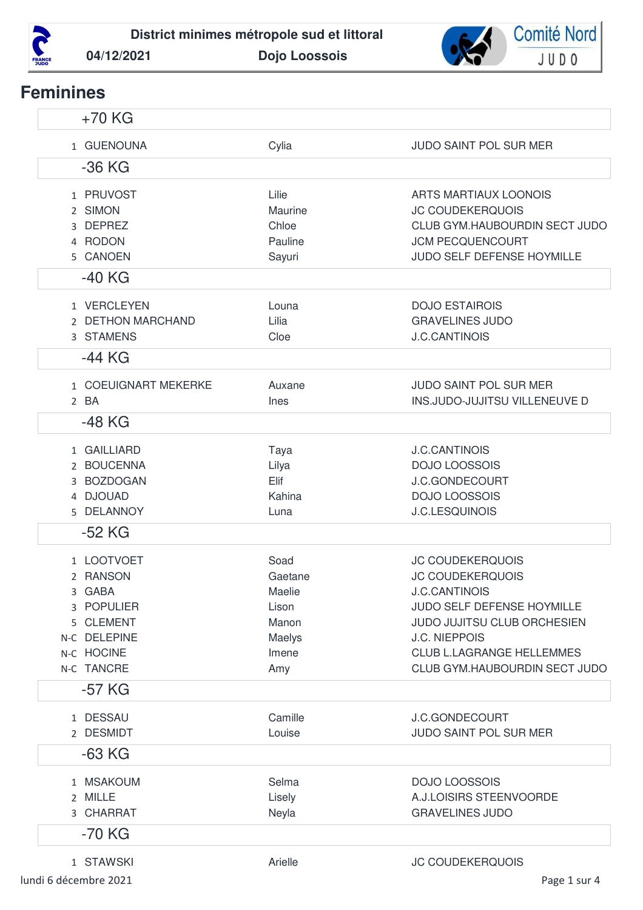# District minimes métropole sud et littoral

04/12/2021 — Dojo Loossois

## Feminines

### +70 KG

| | | | |
|---|---|---|---|
| 1 | GUENOUNA | Cylia | JUDO SAINT POL SUR MER |

### -36 KG

| | | | |
|---|---|---|---|
| 1 | PRUVOST | Lilie | ARTS MARTIAUX LOONOIS |
| 2 | SIMON | Maurine | JC COUDEKERQUOIS |
| 3 | DEPREZ | Chloe | CLUB GYM.HAUBOURDIN SECT JUDO |
| 4 | RODON | Pauline | JCM PECQUENCOURT |
| 5 | CANOEN | Sayuri | JUDO SELF DEFENSE HOYMILLE |

### -40 KG

| | | | |
|---|---|---|---|
| 1 | VERCLEYEN | Louna | DOJO ESTAIROIS |
| 2 | DETHON MARCHAND | Lilia | GRAVELINES JUDO |
| 3 | STAMENS | Cloe | J.C.CANTINOIS |

### -44 KG

| | | | |
|---|---|---|---|
| 1 | COEUIGNART MEKERKE | Auxane | JUDO SAINT POL SUR MER |
| 2 | BA | Ines | INS.JUDO-JUJITSU VILLENEUVE D |

### -48 KG

| | | | |
|---|---|---|---|
| 1 | GAILLIARD | Taya | J.C.CANTINOIS |
| 2 | BOUCENNA | Lilya | DOJO LOOSSOIS |
| 3 | BOZDOGAN | Elif | J.C.GONDECOURT |
| 4 | DJOUAD | Kahina | DOJO LOOSSOIS |
| 5 | DELANNOY | Luna | J.C.LESQUINOIS |

### -52 KG

| | | | |
|---|---|---|---|
| 1 | LOOTVOET | Soad | JC COUDEKERQUOIS |
| 2 | RANSON | Gaetane | JC COUDEKERQUOIS |
| 3 | GABA | Maelie | J.C.CANTINOIS |
| 3 | POPULIER | Lison | JUDO SELF DEFENSE HOYMILLE |
| 5 | CLEMENT | Manon | JUDO JUJITSU CLUB ORCHESIEN |
| N-C | DELEPINE | Maelys | J.C. NIEPPOIS |
| N-C | HOCINE | Imene | CLUB L.LAGRANGE HELLEMMES |
| N-C | TANCRE | Amy | CLUB GYM.HAUBOURDIN SECT JUDO |

### -57 KG

| | | | |
|---|---|---|---|
| 1 | DESSAU | Camille | J.C.GONDECOURT |
| 2 | DESMIDT | Louise | JUDO SAINT POL SUR MER |

### -63 KG

| | | | |
|---|---|---|---|
| 1 | MSAKOUM | Selma | DOJO LOOSSOIS |
| 2 | MILLE | Lisely | A.J.LOISIRS STEENVOORDE |
| 3 | CHARRAT | Neyla | GRAVELINES JUDO |

### -70 KG

| | | | |
|---|---|---|---|
| 1 | STAWSKI | Arielle | JC COUDEKERQUOIS |

lundi 6 décembre 2021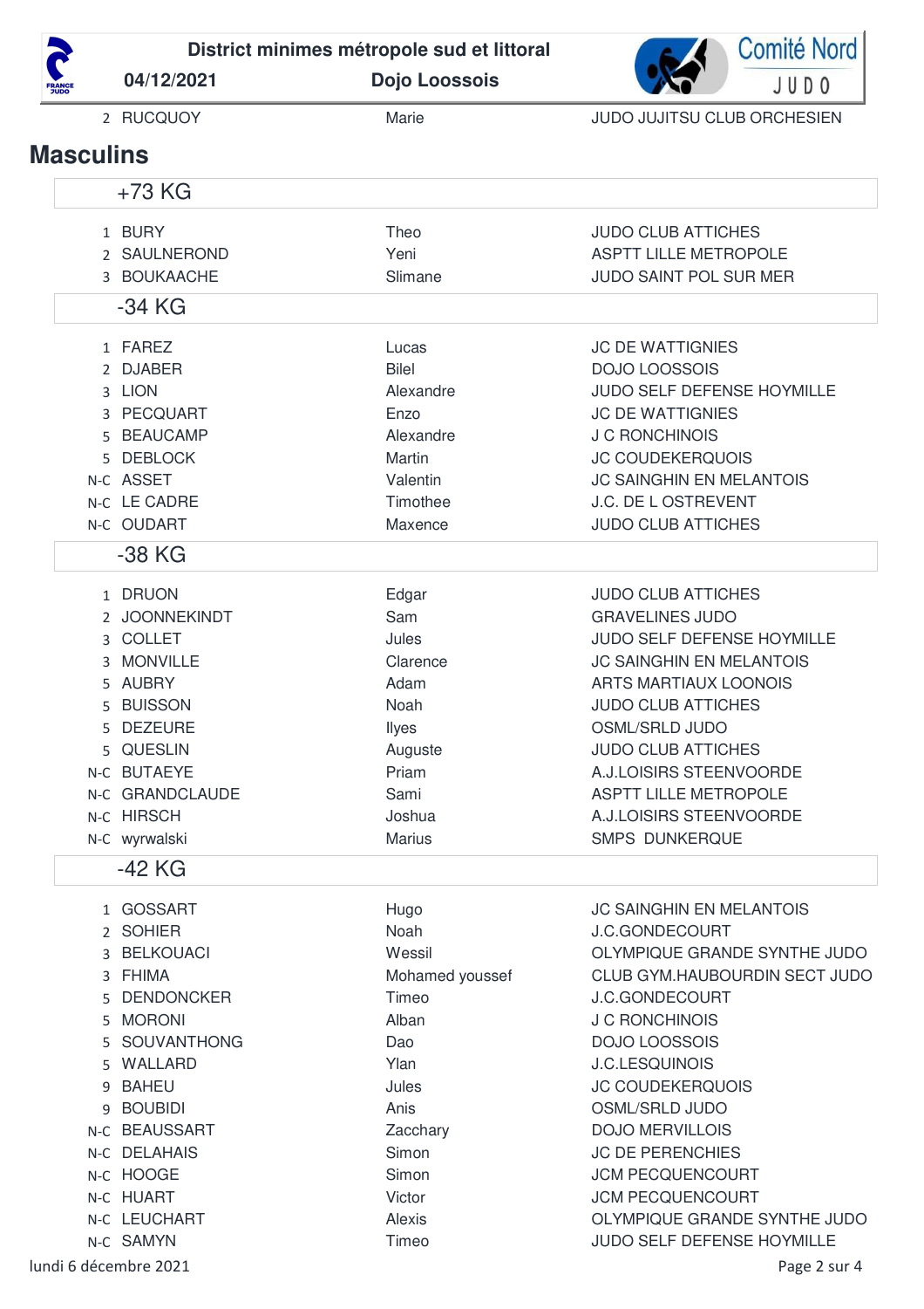| | | |
|---|---|---|
| 2 RUCQUOY | Marie | JUDO JUJITSU CLUB ORCHESIEN |

## Masculins

### +73 KG

| Rang | Nom | Prénom | Club |
|---|---|---|---|
| 1 | BURY | Theo | JUDO CLUB ATTICHES |
| 2 | SAULNEROND | Yeni | ASPTT LILLE METROPOLE |
| 3 | BOUKAACHE | Slimane | JUDO SAINT POL SUR MER |

### -34 KG

| Rang | Nom | Prénom | Club |
|---|---|---|---|
| 1 | FAREZ | Lucas | JC DE WATTIGNIES |
| 2 | DJABER | Bilel | DOJO LOOSSOIS |
| 3 | LION | Alexandre | JUDO SELF DEFENSE HOYMILLE |
| 3 | PECQUART | Enzo | JC DE WATTIGNIES |
| 5 | BEAUCAMP | Alexandre | J C RONCHINOIS |
| 5 | DEBLOCK | Martin | JC COUDEKERQUOIS |
| N-C | ASSET | Valentin | JC SAINGHIN EN MELANTOIS |
| N-C | LE CADRE | Timothee | J.C. DE L OSTREVENT |
| N-C | OUDART | Maxence | JUDO CLUB ATTICHES |

### -38 KG

| Rang | Nom | Prénom | Club |
|---|---|---|---|
| 1 | DRUON | Edgar | JUDO CLUB ATTICHES |
| 2 | JOONNEKINDT | Sam | GRAVELINES JUDO |
| 3 | COLLET | Jules | JUDO SELF DEFENSE HOYMILLE |
| 3 | MONVILLE | Clarence | JC SAINGHIN EN MELANTOIS |
| 5 | AUBRY | Adam | ARTS MARTIAUX LOONOIS |
| 5 | BUISSON | Noah | JUDO CLUB ATTICHES |
| 5 | DEZEURE | Ilyes | OSML/SRLD JUDO |
| 5 | QUESLIN | Auguste | JUDO CLUB ATTICHES |
| N-C | BUTAEYE | Priam | A.J.LOISIRS STEENVOORDE |
| N-C | GRANDCLAUDE | Sami | ASPTT LILLE METROPOLE |
| N-C | HIRSCH | Joshua | A.J.LOISIRS STEENVOORDE |
| N-C | wyrwalski | Marius | SMPS DUNKERQUE |

### -42 KG

| Rang | Nom | Prénom | Club |
|---|---|---|---|
| 1 | GOSSART | Hugo | JC SAINGHIN EN MELANTOIS |
| 2 | SOHIER | Noah | J.C.GONDECOURT |
| 3 | BELKOUACI | Wessil | OLYMPIQUE GRANDE SYNTHE JUDO |
| 3 | FHIMA | Mohamed youssef | CLUB GYM.HAUBOURDIN SECT JUDO |
| 5 | DENDONCKER | Timeo | J.C.GONDECOURT |
| 5 | MORONI | Alban | J C RONCHINOIS |
| 5 | SOUVANTHONG | Dao | DOJO LOOSSOIS |
| 5 | WALLARD | Ylan | J.C.LESQUINOIS |
| 9 | BAHEU | Jules | JC COUDEKERQUOIS |
| 9 | BOUBIDI | Anis | OSML/SRLD JUDO |
| N-C | BEAUSSART | Zacchary | DOJO MERVILLOIS |
| N-C | DELAHAIS | Simon | JC DE PERENCHIES |
| N-C | HOOGE | Simon | JCM PECQUENCOURT |
| N-C | HUART | Victor | JCM PECQUENCOURT |
| N-C | LEUCHART | Alexis | OLYMPIQUE GRANDE SYNTHE JUDO |
| N-C | SAMYN | Timeo | JUDO SELF DEFENSE HOYMILLE |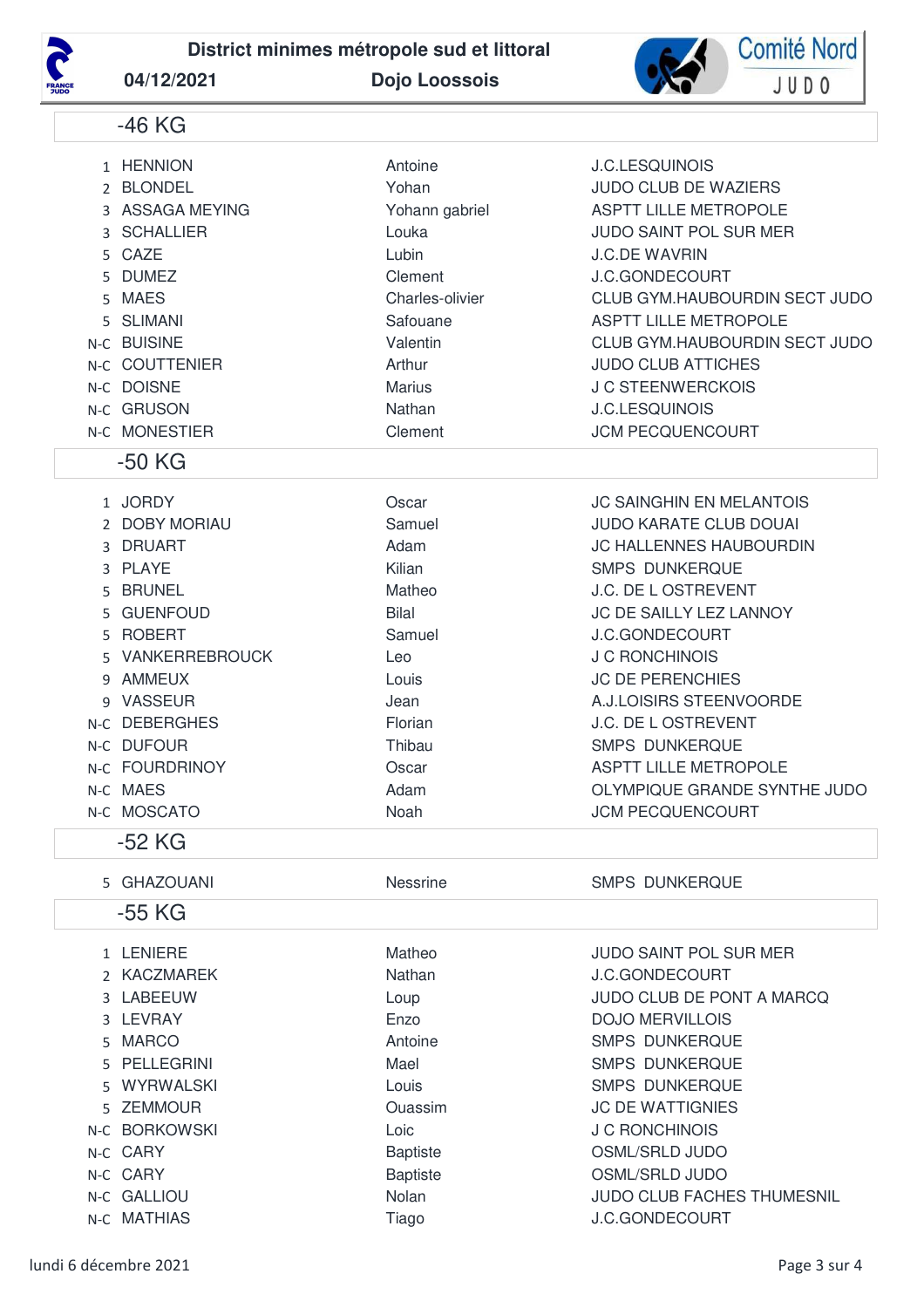District minimes métropole sud et littoral

04/12/2021 Dojo Loossois

Comité Nord JUDO

## -46 KG

| | | | |
|---|---|---|---|
| 1 | HENNION | Antoine | J.C.LESQUINOIS |
| 2 | BLONDEL | Yohan | JUDO CLUB DE WAZIERS |
| 3 | ASSAGA MEYING | Yohann gabriel | ASPTT LILLE METROPOLE |
| 3 | SCHALLIER | Louka | JUDO SAINT POL SUR MER |
| 5 | CAZE | Lubin | J.C.DE WAVRIN |
| 5 | DUMEZ | Clement | J.C.GONDECOURT |
| 5 | MAES | Charles-olivier | CLUB GYM.HAUBOURDIN SECT JUDO |
| 5 | SLIMANI | Safouane | ASPTT LILLE METROPOLE |
| N-C | BUISINE | Valentin | CLUB GYM.HAUBOURDIN SECT JUDO |
| N-C | COUTTENIER | Arthur | JUDO CLUB ATTICHES |
| N-C | DOISNE | Marius | J C STEENWERCKOIS |
| N-C | GRUSON | Nathan | J.C.LESQUINOIS |
| N-C | MONESTIER | Clement | JCM PECQUENCOURT |

## -50 KG

| | | | |
|---|---|---|---|
| 1 | JORDY | Oscar | JC SAINGHIN EN MELANTOIS |
| 2 | DOBY MORIAU | Samuel | JUDO KARATE CLUB DOUAI |
| 3 | DRUART | Adam | JC HALLENNES HAUBOURDIN |
| 3 | PLAYE | Kilian | SMPS DUNKERQUE |
| 5 | BRUNEL | Matheo | J.C. DE L OSTREVENT |
| 5 | GUENFOUD | Bilal | JC DE SAILLY LEZ LANNOY |
| 5 | ROBERT | Samuel | J.C.GONDECOURT |
| 5 | VANKERREBROUCK | Leo | J C RONCHINOIS |
| 9 | AMMEUX | Louis | JC DE PERENCHIES |
| 9 | VASSEUR | Jean | A.J.LOISIRS STEENVOORDE |
| N-C | DEBERGHES | Florian | J.C. DE L OSTREVENT |
| N-C | DUFOUR | Thibau | SMPS DUNKERQUE |
| N-C | FOURDRINOY | Oscar | ASPTT LILLE METROPOLE |
| N-C | MAES | Adam | OLYMPIQUE GRANDE SYNTHE JUDO |
| N-C | MOSCATO | Noah | JCM PECQUENCOURT |

## -52 KG

| | | | |
|---|---|---|---|
| 5 | GHAZOUANI | Nessrine | SMPS DUNKERQUE |

## -55 KG

| | | | |
|---|---|---|---|
| 1 | LENIERE | Matheo | JUDO SAINT POL SUR MER |
| 2 | KACZMAREK | Nathan | J.C.GONDECOURT |
| 3 | LABEEUW | Loup | JUDO CLUB DE PONT A MARCQ |
| 3 | LEVRAY | Enzo | DOJO MERVILLOIS |
| 5 | MARCO | Antoine | SMPS DUNKERQUE |
| 5 | PELLEGRINI | Mael | SMPS DUNKERQUE |
| 5 | WYRWALSKI | Louis | SMPS DUNKERQUE |
| 5 | ZEMMOUR | Ouassim | JC DE WATTIGNIES |
| N-C | BORKOWSKI | Loic | J C RONCHINOIS |
| N-C | CARY | Baptiste | OSML/SRLD JUDO |
| N-C | CARY | Baptiste | OSML/SRLD JUDO |
| N-C | GALLIOU | Nolan | JUDO CLUB FACHES THUMESNIL |
| N-C | MATHIAS | Tiago | J.C.GONDECOURT |

lundi 6 décembre 2021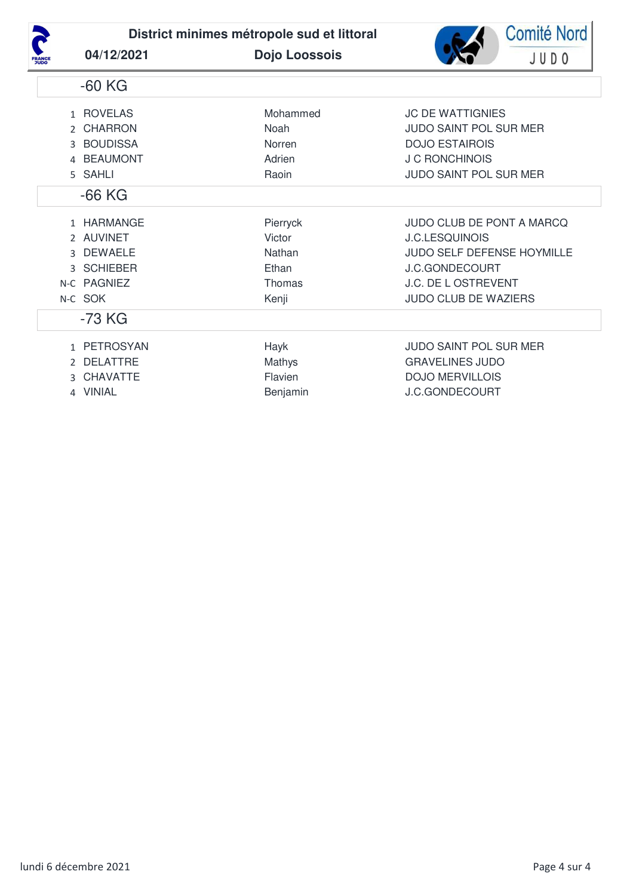District minimes métropole sud et littoral

04/12/2021 — Dojo Loossois

## -60 KG

| | | | |
|---|---|---|---|
| 1 | ROVELAS | Mohammed | JC DE WATTIGNIES |
| 2 | CHARRON | Noah | JUDO SAINT POL SUR MER |
| 3 | BOUDISSA | Norren | DOJO ESTAIROIS |
| 4 | BEAUMONT | Adrien | J C RONCHINOIS |
| 5 | SAHLI | Raoin | JUDO SAINT POL SUR MER |

## -66 KG

| | | | |
|---|---|---|---|
| 1 | HARMANGE | Pierryck | JUDO CLUB DE PONT A MARCQ |
| 2 | AUVINET | Victor | J.C.LESQUINOIS |
| 3 | DEWAELE | Nathan | JUDO SELF DEFENSE HOYMILLE |
| 3 | SCHIEBER | Ethan | J.C.GONDECOURT |
| N-C | PAGNIEZ | Thomas | J.C. DE L OSTREVENT |
| N-C | SOK | Kenji | JUDO CLUB DE WAZIERS |

## -73 KG

| | | | |
|---|---|---|---|
| 1 | PETROSYAN | Hayk | JUDO SAINT POL SUR MER |
| 2 | DELATTRE | Mathys | GRAVELINES JUDO |
| 3 | CHAVATTE | Flavien | DOJO MERVILLOIS |
| 4 | VINIAL | Benjamin | J.C.GONDECOURT |